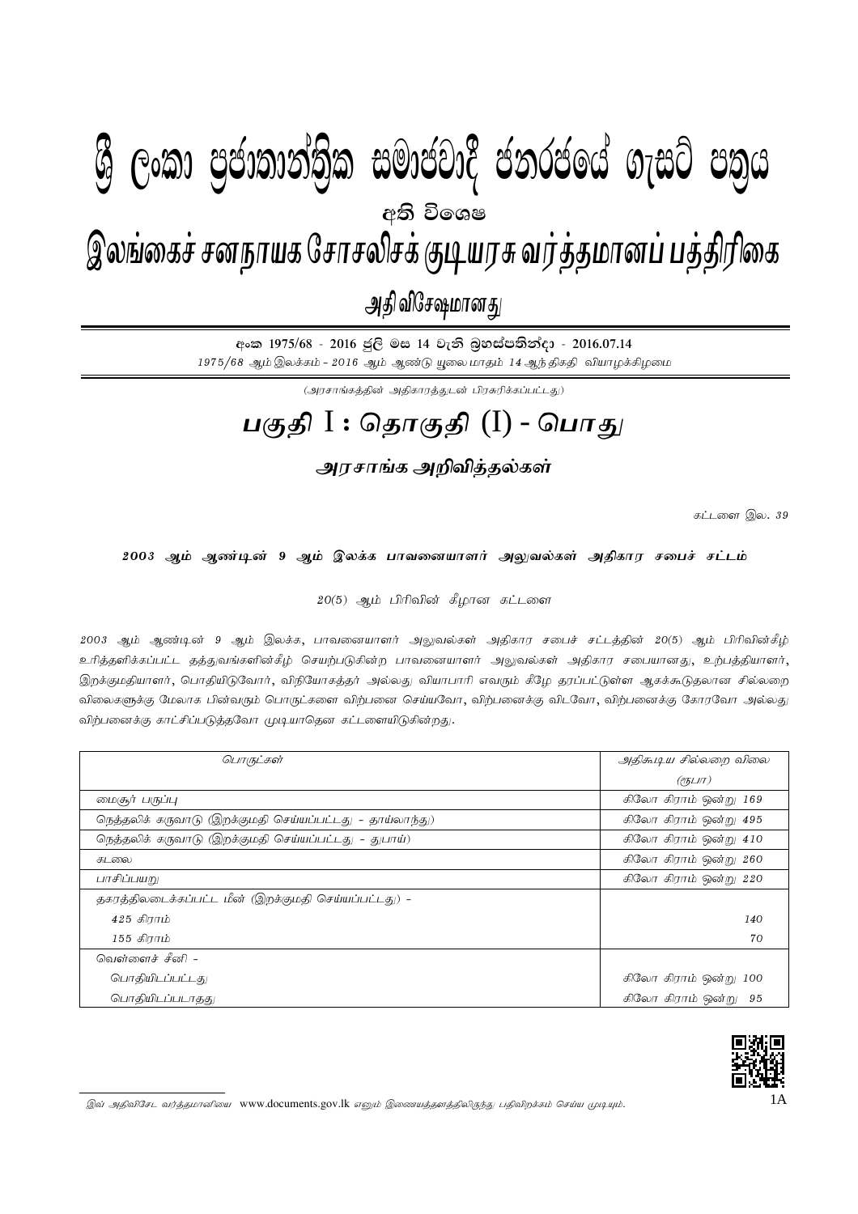# ශ්‍රී ලංකා ප්‍රජාතාන්ත්‍රික සමාජවාදී ජනරජයේ ගැසට් පත්‍රය

අති විශෙෂ

# இலங்கைச் சனநாயக சோசலிசக் குடியரசு வர்த்தமானப் பத்திரிகை

அதி விசேஷமானது

අංක 1975/68 - 2016 ජූලි මස 14 වැනි බ්‍රහස්පතින්දා - 2016.07.14

*1975/68 ஆம் இலக்கம் - 2016 ஆம் ஆண்டு யூலை மாதம் 14 ஆந் திகதி வியாழக்கிழமை*

*(அரசாங்கத்தின் அதிகாரத்துடன் பிரசுரிக்கப்பட்டது)*

## பகுதி I : தொகுதி (I) - பொது

### அரசாங்க அறிவித்தல்கள்

*கட்டளை இல. 39*

**2003 ஆம் ஆண்டின் 9 ஆம் இலக்க பாவனையாளர் அலுவல்கள் அதிகார சபைச் சட்டம்**

*20(5) ஆம் பிரிவின் கீழான கட்டளை*

*2003 ஆம் ஆண்டின் 9 ஆம் இலக்க, பாவனையாளர் அலுவல்கள் அதிகார சபைச் சட்டத்தின் 20(5) ஆம் பிரிவின்கீழ் உரித்தளிக்கப்பட்ட தத்துவங்களின்கீழ் செயற்படுகின்ற பாவனையாளர் அலுவல்கள் அதிகார சபையானது, உற்பத்தியாளர், இறக்குமதியாளர், பொதியிடுவோர், விநியோகத்தர் அல்லது வியாபாரி எவரும் கீழே தரப்பட்டுள்ள ஆகக்கூடுதலான சில்லறை விலைகளுக்கு மேலாக பின்வரும் பொருட்களை விற்பனை செய்யவோ, விற்பனைக்கு விடவோ, விற்பனைக்கு கோரவோ அல்லது விற்பனைக்கு காட்சிப்படுத்தவோ முடியாதென கட்டளையிடுகின்றது.*

| *பொருட்கள்* | *அதிகூடிய சில்லறை விலை (ரூபா)* |
|---|---|
| மைசூர் பருப்பு | கிலோ கிராம் ஒன்று 169 |
| நெத்தலிக் கருவாடு (இறக்குமதி செய்யப்பட்டது - தாய்லாந்து) | கிலோ கிராம் ஒன்று 495 |
| நெத்தலிக் கருவாடு (இறக்குமதி செய்யப்பட்டது - துபாய்) | கிலோ கிராம் ஒன்று 410 |
| கடலை | கிலோ கிராம் ஒன்று 260 |
| பாசிப்பயறு | கிலோ கிராம் ஒன்று 220 |
| தகரத்திலடைக்கப்பட்ட மீன் (இறக்குமதி செய்யப்பட்டது) - | |
| 425 கிராம் | 140 |
| 155 கிராம் | 70 |
| வெள்ளைச் சீனி - | |
| பொதியிடப்பட்டது | கிலோ கிராம் ஒன்று 100 |
| பொதியிடப்படாதது | கிலோ கிராம் ஒன்று 95 |

*இவ் அதிவிசேட வர்த்தமானியை* www.documents.gov.lk *எனும் இணையத்தளத்திலிருந்து பதிவிறக்கம் செய்ய முடியும்.*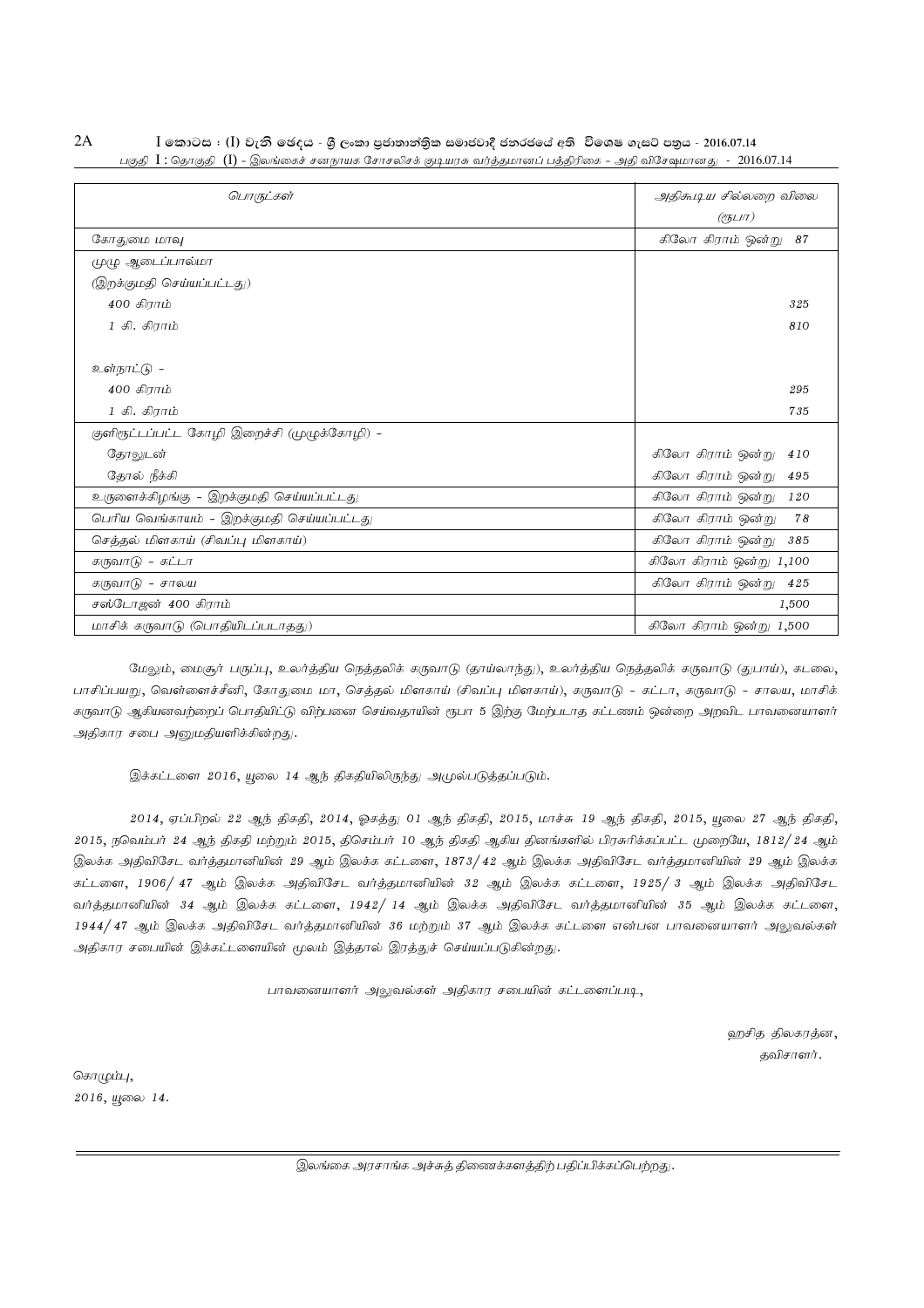| பொருட்கள் | அதிகூடிய சில்லறை விலை (ரூபா) |
|---|---|
| கோதுமை மாவு | கிலோ கிராம் ஒன்று 87 |
| முழு ஆடைப்பால்மா (இறக்குமதி செய்யப்பட்டது) | |
| 400 கிராம் | 325 |
| 1 கி. கிராம் | 810 |
| உள்நாட்டு – | |
| 400 கிராம் | 295 |
| 1 கி. கிராம் | 735 |
| குளிரூட்டப்பட்ட கோழி இறைச்சி (முழுக்கோழி) – | |
| தோலுடன் | கிலோ கிராம் ஒன்று 410 |
| தோல் நீக்கி | கிலோ கிராம் ஒன்று 495 |
| உருளைக்கிழங்கு – இறக்குமதி செய்யப்பட்டது | கிலோ கிராம் ஒன்று 120 |
| பெரிய வெங்காயம் – இறக்குமதி செய்யப்பட்டது | கிலோ கிராம் ஒன்று 78 |
| செத்தல் மிளகாய் (சிவப்பு மிளகாய்) | கிலோ கிராம் ஒன்று 385 |
| கருவாடு – கட்டா | கிலோ கிராம் ஒன்று 1,100 |
| கருவாடு – சாலய | கிலோ கிராம் ஒன்று 425 |
| சஸ்டோஜன் 400 கிராம் | 1,500 |
| மாசிக் கருவாடு (பொதியிடப்படாதது) | கிலோ கிராம் ஒன்று 1,500 |

மேலும், மைசூர் பருப்பு, உலர்த்திய நெத்தலிக் கருவாடு (தாய்லாந்து), உலர்த்திய நெத்தலிக் கருவாடு (துபாய்), கடலை, பாசிப்பயறு, வெள்ளைச்சீனி, கோதுமை மா, செத்தல் மிளகாய் (சிவப்பு மிளகாய்), கருவாடு – கட்டா, கருவாடு – சாலய, மாசிக் கருவாடு ஆகியனவற்றைப் பொதியிட்டு விற்பனை செய்வதாயின் ரூபா 5 இற்கு மேற்படாத கட்டணம் ஒன்றை அறவிட பாவனையாளர் அதிகார சபை அனுமதியளிக்கின்றது.

இக்கட்டளை 2016, யூலை 14 ஆந் திகதியிலிருந்து அமுல்படுத்தப்படும்.

2014, ஏப்பிறல் 22 ஆந் திகதி, 2014, ஓகத்து 01 ஆந் திகதி, 2015, மாச்சு 19 ஆந் திகதி, 2015, யூலை 27 ஆந் திகதி, 2015, நவெம்பர் 24 ஆந் திகதி மற்றும் 2015, திசெம்பர் 10 ஆந் திகதி ஆகிய தினங்களில் பிரசுரிக்கப்பட்ட முறையே, 1812/24 ஆம் இலக்க அதிவிசேட வர்த்தமானியின் 29 ஆம் இலக்க கட்டளை, 1873/42 ஆம் இலக்க அதிவிசேட வர்த்தமானியின் 29 ஆம் இலக்க கட்டளை, 1906/47 ஆம் இலக்க அதிவிசேட வர்த்தமானியின் 32 ஆம் இலக்க கட்டளை, 1925/3 ஆம் இலக்க அதிவிசேட வர்த்தமானியின் 34 ஆம் இலக்க கட்டளை, 1942/14 ஆம் இலக்க அதிவிசேட வர்த்தமானியின் 35 ஆம் இலக்க கட்டளை, 1944/47 ஆம் இலக்க அதிவிசேட வர்த்தமானியின் 36 மற்றும் 37 ஆம் இலக்க கட்டளை என்பன பாவனையாளர் அலுவல்கள் அதிகார சபையின் இக்கட்டளையின் மூலம் இத்தால் இரத்துச் செய்யப்படுகின்றது.

பாவனையாளர் அலுவல்கள் அதிகார சபையின் கட்டளைப்படி,

ஹசித திலகரத்ன,
தவிசாளர்.

கொழும்பு,
2016, யூலை 14.

இலங்கை அரசாங்க அச்சுத் திணைக்களத்திற் பதிப்பிக்கப்பெற்றது.